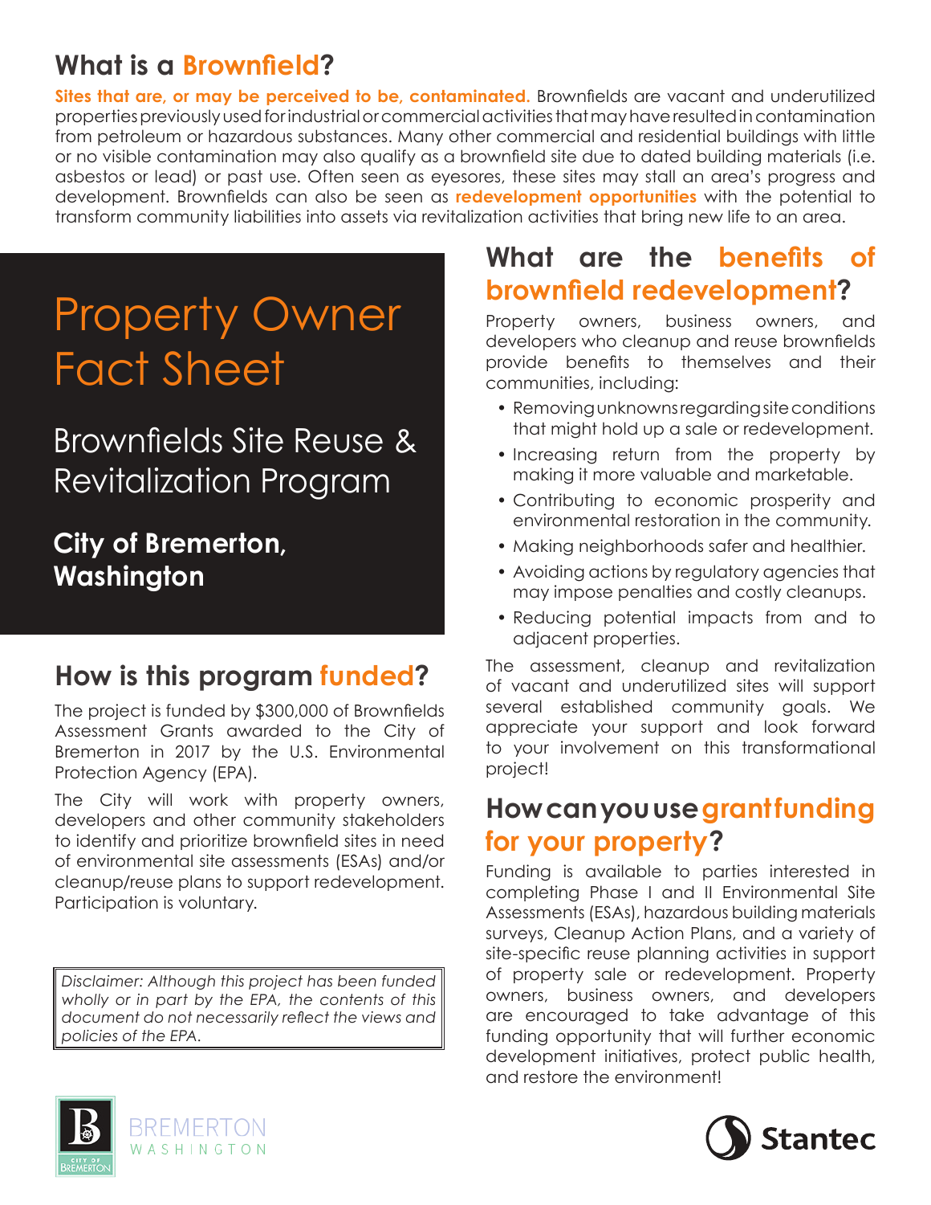## What is a Brownfield?

**Sites that are, or may be perceived to be, contaminated.** Brownfields are vacant and underutilized properties previously used for industrial or commercial activities that may have resulted in contamination from petroleum or hazardous substances. Many other commercial and residential buildings with little or no visible contamination may also qualify as a brownfield site due to dated building materials (i.e. asbestos or lead) or past use. Often seen as eyesores, these sites may stall an area's progress and development. Brownfields can also be seen as **redevelopment opportunities** with the potential to transform community liabilities into assets via revitalization activities that bring new life to an area.

# Property Owner Fact Sheet

## Brownfields Site Reuse & Revitalization Program

**City of Bremerton, Washington**

## How is this program funded?

The project is funded by $300,000 of Brownfields Assessment Grants awarded to the City of Bremerton in 2017 by the U.S. Environmental Protection Agency (EPA).

The City will work with property owners, developers and other community stakeholders to identify and prioritize brownfield sites in need of environmental site assessments (ESAs) and/or cleanup/reuse plans to support redevelopment. Participation is voluntary.

*Disclaimer: Although this project has been funded wholly or in part by the EPA, the contents of this document do not necessarily reflect the views and policies of the EPA.*

## What are the benefits of brownfield redevelopment?

Property owners, business owners, and developers who cleanup and reuse brownfields provide benefits to themselves and their communities, including:

- Removing unknowns regarding site conditions that might hold up a sale or redevelopment.
- Increasing return from the property by making it more valuable and marketable.
- Contributing to economic prosperity and environmental restoration in the community.
- Making neighborhoods safer and healthier.
- Avoiding actions by regulatory agencies that may impose penalties and costly cleanups.
- Reducing potential impacts from and to adjacent properties.

The assessment, cleanup and revitalization of vacant and underutilized sites will support several established community goals. We appreciate your support and look forward to your involvement on this transformational project!

## How can you use grant funding for your property?

Funding is available to parties interested in completing Phase I and II Environmental Site Assessments (ESAs), hazardous building materials surveys, Cleanup Action Plans, and a variety of site-specific reuse planning activities in support of property sale or redevelopment. Property owners, business owners, and developers are encouraged to take advantage of this funding opportunity that will further economic development initiatives, protect public health, and restore the environment!

BREMERTON WASHINGTON

Stantec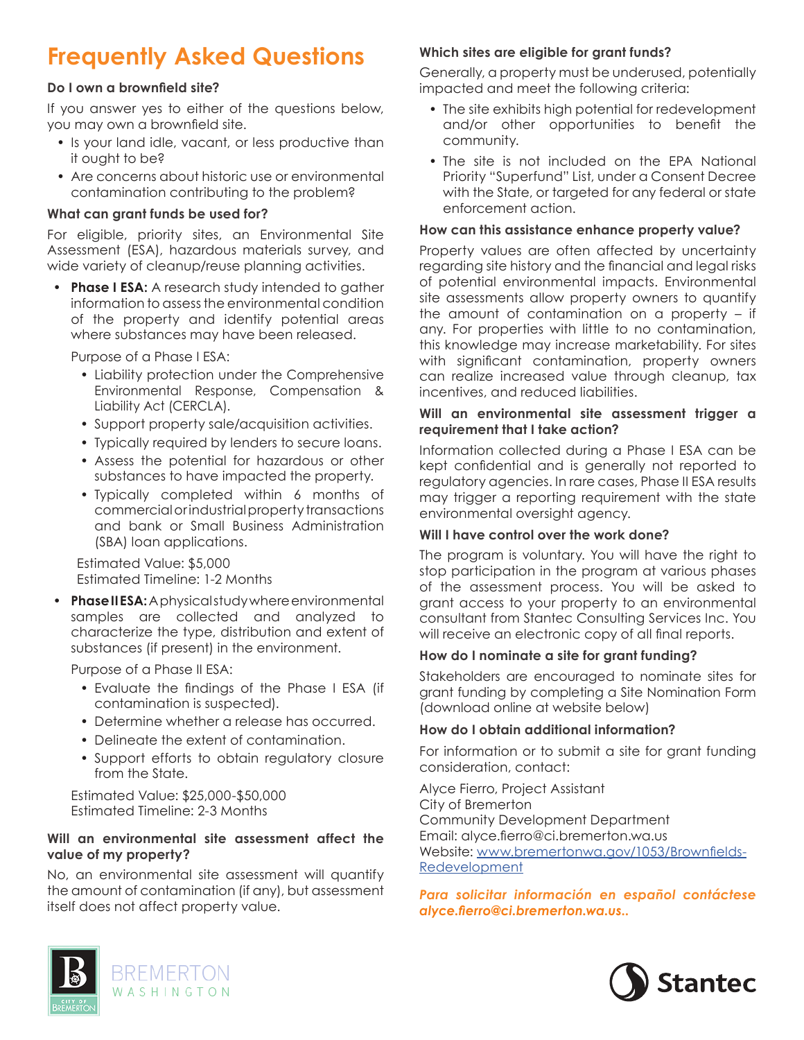# Frequently Asked Questions

### Do I own a brownfield site?

If you answer yes to either of the questions below, you may own a brownfield site.

- Is your land idle, vacant, or less productive than it ought to be?
- Are concerns about historic use or environmental contamination contributing to the problem?

### What can grant funds be used for?

For eligible, priority sites, an Environmental Site Assessment (ESA), hazardous materials survey, and wide variety of cleanup/reuse planning activities.

- **Phase I ESA:** A research study intended to gather information to assess the environmental condition of the property and identify potential areas where substances may have been released.

  Purpose of a Phase I ESA:

  - Liability protection under the Comprehensive Environmental Response, Compensation & Liability Act (CERCLA).
  - Support property sale/acquisition activities.
  - Typically required by lenders to secure loans.
  - Assess the potential for hazardous or other substances to have impacted the property.
  - Typically completed within 6 months of commercial or industrial property transactions and bank or Small Business Administration (SBA) loan applications.

  Estimated Value: $5,000
  Estimated Timeline: 1-2 Months

- **Phase II ESA:** A physical study where environmental samples are collected and analyzed to characterize the type, distribution and extent of substances (if present) in the environment.

  Purpose of a Phase II ESA:

  - Evaluate the findings of the Phase I ESA (if contamination is suspected).
  - Determine whether a release has occurred.
  - Delineate the extent of contamination.
  - Support efforts to obtain regulatory closure from the State.

  Estimated Value: $25,000-$50,000
  Estimated Timeline: 2-3 Months

### Will an environmental site assessment affect the value of my property?

No, an environmental site assessment will quantify the amount of contamination (if any), but assessment itself does not affect property value.

### Which sites are eligible for grant funds?

Generally, a property must be underused, potentially impacted and meet the following criteria:

- The site exhibits high potential for redevelopment and/or other opportunities to benefit the community.
- The site is not included on the EPA National Priority "Superfund" List, under a Consent Decree with the State, or targeted for any federal or state enforcement action.

### How can this assistance enhance property value?

Property values are often affected by uncertainty regarding site history and the financial and legal risks of potential environmental impacts. Environmental site assessments allow property owners to quantify the amount of contamination on a property – if any. For properties with little to no contamination, this knowledge may increase marketability. For sites with significant contamination, property owners can realize increased value through cleanup, tax incentives, and reduced liabilities.

### Will an environmental site assessment trigger a requirement that I take action?

Information collected during a Phase I ESA can be kept confidential and is generally not reported to regulatory agencies. In rare cases, Phase II ESA results may trigger a reporting requirement with the state environmental oversight agency.

### Will I have control over the work done?

The program is voluntary. You will have the right to stop participation in the program at various phases of the assessment process. You will be asked to grant access to your property to an environmental consultant from Stantec Consulting Services Inc. You will receive an electronic copy of all final reports.

### How do I nominate a site for grant funding?

Stakeholders are encouraged to nominate sites for grant funding by completing a Site Nomination Form (download online at website below)

### How do I obtain additional information?

For information or to submit a site for grant funding consideration, contact:

Alyce Fierro, Project Assistant
City of Bremerton
Community Development Department
Email: alyce.fierro@ci.bremerton.wa.us
Website: [www.bremertonwa.gov/1053/Brownfields-Redevelopment](www.bremertonwa.gov/1053/Brownfields-Redevelopment)

***Para solicitar información en español contáctese alyce.fierro@ci.bremerton.wa.us..***

BREMERTON WASHINGTON

Stantec